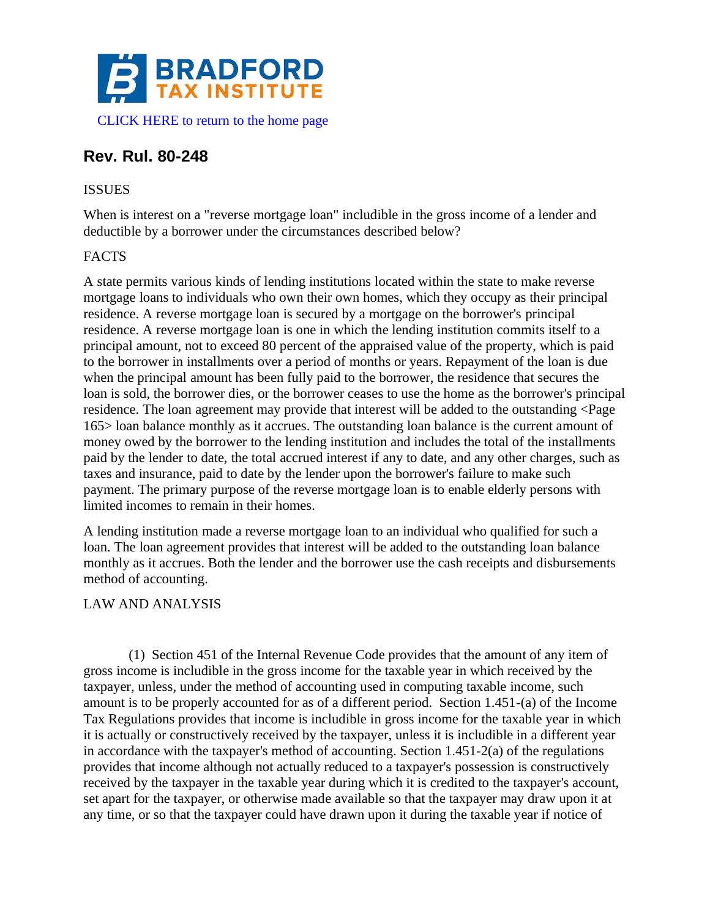BRADFORD TAX INSTITUTE

CLICK HERE to return to the home page

## Rev. Rul. 80-248

ISSUES

When is interest on a "reverse mortgage loan" includible in the gross income of a lender and deductible by a borrower under the circumstances described below?

FACTS

A state permits various kinds of lending institutions located within the state to make reverse mortgage loans to individuals who own their own homes, which they occupy as their principal residence. A reverse mortgage loan is secured by a mortgage on the borrower's principal residence. A reverse mortgage loan is one in which the lending institution commits itself to a principal amount, not to exceed 80 percent of the appraised value of the property, which is paid to the borrower in installments over a period of months or years. Repayment of the loan is due when the principal amount has been fully paid to the borrower, the residence that secures the loan is sold, the borrower dies, or the borrower ceases to use the home as the borrower's principal residence. The loan agreement may provide that interest will be added to the outstanding <Page 165> loan balance monthly as it accrues. The outstanding loan balance is the current amount of money owed by the borrower to the lending institution and includes the total of the installments paid by the lender to date, the total accrued interest if any to date, and any other charges, such as taxes and insurance, paid to date by the lender upon the borrower's failure to make such payment. The primary purpose of the reverse mortgage loan is to enable elderly persons with limited incomes to remain in their homes.

A lending institution made a reverse mortgage loan to an individual who qualified for such a loan. The loan agreement provides that interest will be added to the outstanding loan balance monthly as it accrues. Both the lender and the borrower use the cash receipts and disbursements method of accounting.

LAW AND ANALYSIS

(1) Section 451 of the Internal Revenue Code provides that the amount of any item of gross income is includible in the gross income for the taxable year in which received by the taxpayer, unless, under the method of accounting used in computing taxable income, such amount is to be properly accounted for as of a different period. Section 1.451-(a) of the Income Tax Regulations provides that income is includible in gross income for the taxable year in which it is actually or constructively received by the taxpayer, unless it is includible in a different year in accordance with the taxpayer's method of accounting. Section 1.451-2(a) of the regulations provides that income although not actually reduced to a taxpayer's possession is constructively received by the taxpayer in the taxable year during which it is credited to the taxpayer's account, set apart for the taxpayer, or otherwise made available so that the taxpayer may draw upon it at any time, or so that the taxpayer could have drawn upon it during the taxable year if notice of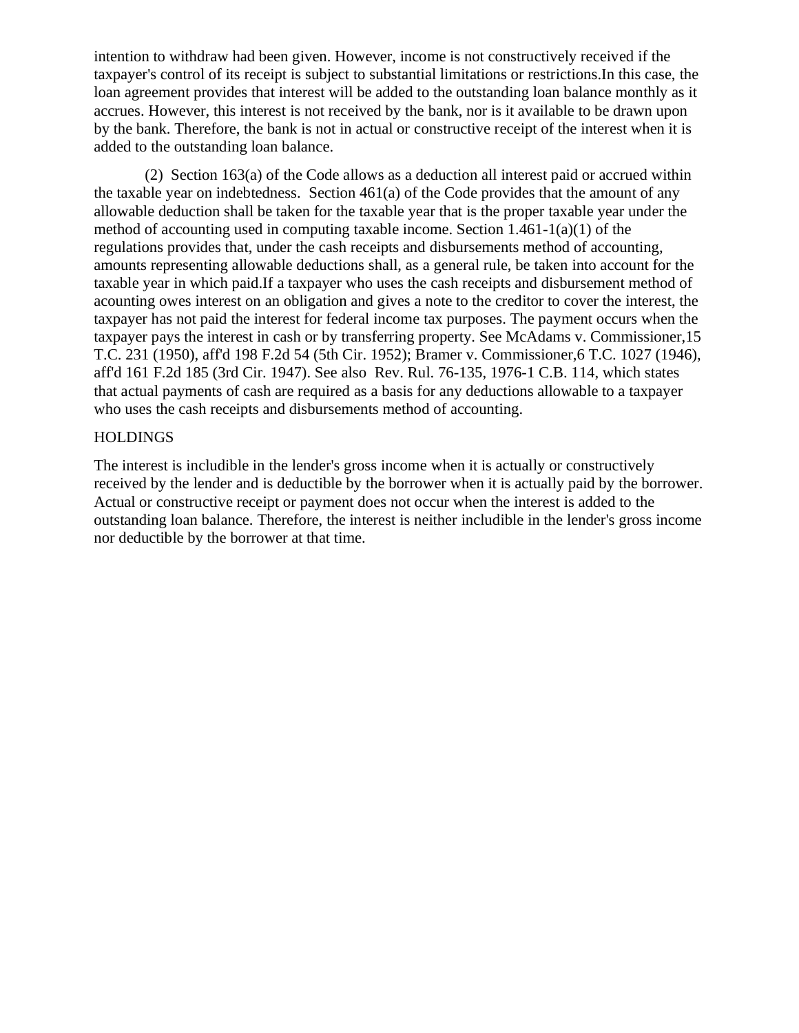intention to withdraw had been given. However, income is not constructively received if the taxpayer's control of its receipt is subject to substantial limitations or restrictions.In this case, the loan agreement provides that interest will be added to the outstanding loan balance monthly as it accrues. However, this interest is not received by the bank, nor is it available to be drawn upon by the bank. Therefore, the bank is not in actual or constructive receipt of the interest when it is added to the outstanding loan balance.

(2) Section 163(a) of the Code allows as a deduction all interest paid or accrued within the taxable year on indebtedness. Section 461(a) of the Code provides that the amount of any allowable deduction shall be taken for the taxable year that is the proper taxable year under the method of accounting used in computing taxable income. Section 1.461-1(a)(1) of the regulations provides that, under the cash receipts and disbursements method of accounting, amounts representing allowable deductions shall, as a general rule, be taken into account for the taxable year in which paid.If a taxpayer who uses the cash receipts and disbursement method of acounting owes interest on an obligation and gives a note to the creditor to cover the interest, the taxpayer has not paid the interest for federal income tax purposes. The payment occurs when the taxpayer pays the interest in cash or by transferring property. See McAdams v. Commissioner,15 T.C. 231 (1950), aff'd 198 F.2d 54 (5th Cir. 1952); Bramer v. Commissioner,6 T.C. 1027 (1946), aff'd 161 F.2d 185 (3rd Cir. 1947). See also Rev. Rul. 76-135, 1976-1 C.B. 114, which states that actual payments of cash are required as a basis for any deductions allowable to a taxpayer who uses the cash receipts and disbursements method of accounting.

HOLDINGS

The interest is includible in the lender's gross income when it is actually or constructively received by the lender and is deductible by the borrower when it is actually paid by the borrower. Actual or constructive receipt or payment does not occur when the interest is added to the outstanding loan balance. Therefore, the interest is neither includible in the lender's gross income nor deductible by the borrower at that time.